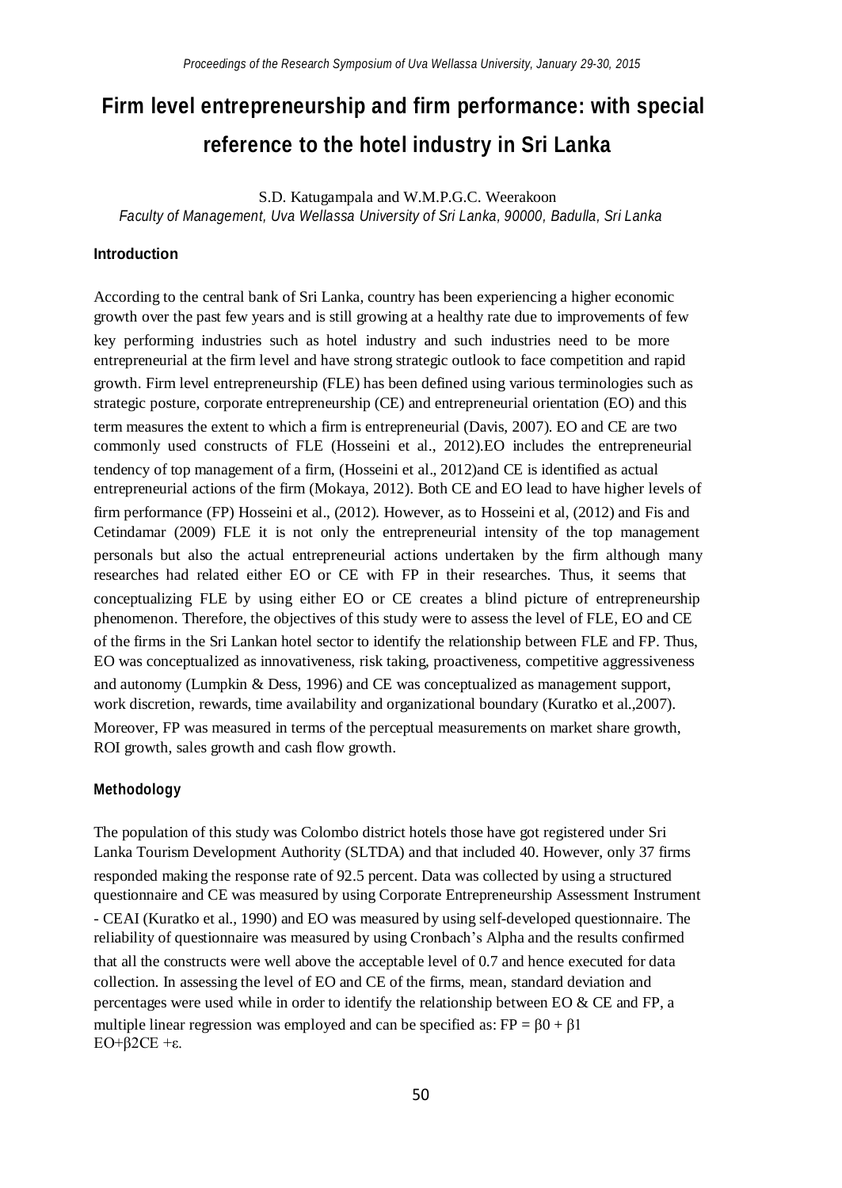# Firm level entrepreneurship and firm performance: with special reference to the hotel industry in Sri Lanka

S.D. Katugampala and W.M.P.G.C. Weerakoon

*Faculty of Management, Uva Wellassa University of Sri Lanka, 90000, Badulla, Sri Lanka*

## Introduction

According to the central bank of Sri Lanka, country has been experiencing a higher economic growth over the past few years and is still growing at a healthy rate due to improvements of few key performing industries such as hotel industry and such industries need to be more entrepreneurial at the firm level and have strong strategic outlook to face competition and rapid growth. Firm level entrepreneurship (FLE) has been defined using various terminologies such as strategic posture, corporate entrepreneurship (CE) and entrepreneurial orientation (EO) and this term measures the extent to which a firm is entrepreneurial (Davis, 2007). EO and CE are two commonly used constructs of FLE (Hosseini et al., 2012).EO includes the entrepreneurial tendency of top management of a firm, (Hosseini et al., 2012)and CE is identified as actual entrepreneurial actions of the firm (Mokaya, 2012). Both CE and EO lead to have higher levels of firm performance (FP) Hosseini et al., (2012). However, as to Hosseini et al, (2012) and Fis and Cetindamar (2009) FLE it is not only the entrepreneurial intensity of the top management personals but also the actual entrepreneurial actions undertaken by the firm although many researches had related either EO or CE with FP in their researches. Thus, it seems that conceptualizing FLE by using either EO or CE creates a blind picture of entrepreneurship phenomenon. Therefore, the objectives of this study were to assess the level of FLE, EO and CE of the firms in the Sri Lankan hotel sector to identify the relationship between FLE and FP. Thus, EO was conceptualized as innovativeness, risk taking, proactiveness, competitive aggressiveness and autonomy (Lumpkin & Dess, 1996) and CE was conceptualized as management support, work discretion, rewards, time availability and organizational boundary (Kuratko et al.,2007). Moreover, FP was measured in terms of the perceptual measurements on market share growth, ROI growth, sales growth and cash flow growth.

## Methodology

The population of this study was Colombo district hotels those have got registered under Sri Lanka Tourism Development Authority (SLTDA) and that included 40. However, only 37 firms responded making the response rate of 92.5 percent. Data was collected by using a structured questionnaire and CE was measured by using Corporate Entrepreneurship Assessment Instrument - CEAI (Kuratko et al., 1990) and EO was measured by using self-developed questionnaire. The reliability of questionnaire was measured by using Cronbach's Alpha and the results confirmed that all the constructs were well above the acceptable level of 0.7 and hence executed for data collection. In assessing the level of EO and CE of the firms, mean, standard deviation and percentages were used while in order to identify the relationship between EO & CE and FP, a multiple linear regression was employed and can be specified as: $FP = \beta_0 + \beta_1 EO + \beta_2 CE + \varepsilon$.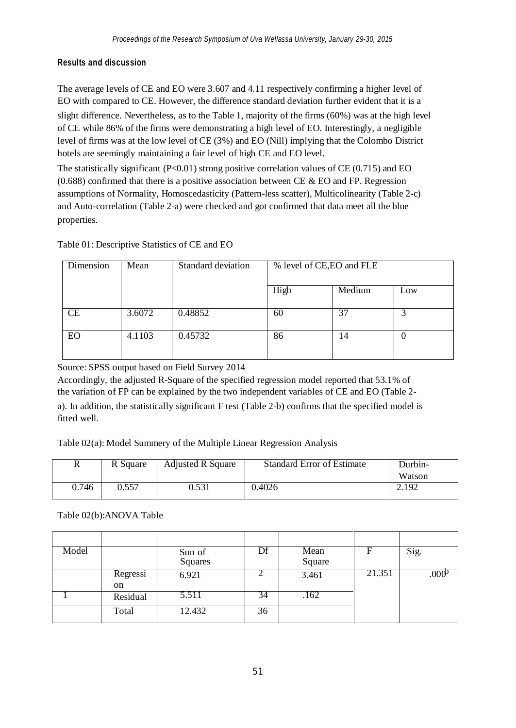#### Results and discussion

The average levels of CE and EO were 3.607 and 4.11 respectively confirming a higher level of EO with compared to CE. However, the difference standard deviation further evident that it is a slight difference. Nevertheless, as to the Table 1, majority of the firms (60%) was at the high level of CE while 86% of the firms were demonstrating a high level of EO. Interestingly, a negligible level of firms was at the low level of CE (3%) and EO (Nill) implying that the Colombo District hotels are seemingly maintaining a fair level of high CE and EO level.

The statistically significant ($P<0.01$) strong positive correlation values of CE (0.715) and EO (0.688) confirmed that there is a positive association between CE & EO and FP. Regression assumptions of Normality, Homoscedasticity (Pattern-less scatter), Multicolinearity (Table 2-c) and Auto-correlation (Table 2-a) were checked and got confirmed that data meet all the blue properties.

Table 01: Descriptive Statistics of CE and EO

| Dimension | Mean | Standard deviation | % level of CE,EO and FLE | | |
|---|---|---|---|---|---|
| | | | High | Medium | Low |
| CE | 3.6072 | 0.48852 | 60 | 37 | 3 |
| EO | 4.1103 | 0.45732 | 86 | 14 | 0 |

Source: SPSS output based on Field Survey 2014

Accordingly, the adjusted R-Square of the specified regression model reported that 53.1% of the variation of FP can be explained by the two independent variables of CE and EO (Table 2-a). In addition, the statistically significant F test (Table 2-b) confirms that the specified model is fitted well.

Table 02(a): Model Summery of the Multiple Linear Regression Analysis

| R | R Square | Adjusted R Square | Standard Error of Estimate | Durbin-Watson |
|---|---|---|---|---|
| 0.746 | 0.557 | 0.531 | 0.4026 | 2.192 |

Table 02(b):ANOVA Table

| Model | | Sun of Squares | Df | Mean Square | F | Sig. |
|---|---|---|---|---|---|---|
| | Regression | 6.921 | 2 | 3.461 | 21.351 | .000[b] |
| 1 | Residual | 5.511 | 34 | .162 | | |
| | Total | 12.432 | 36 | | | |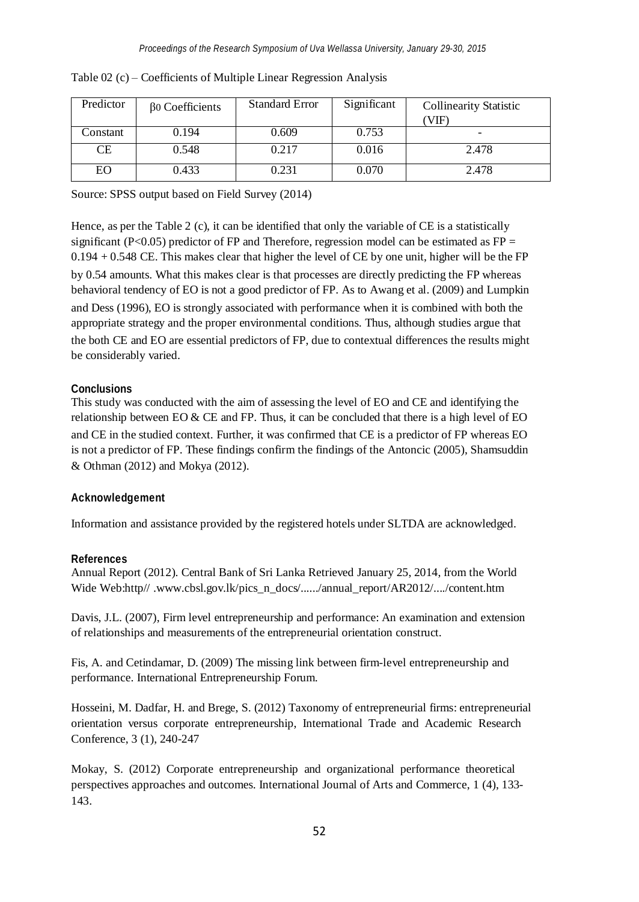Table 02 (c) – Coefficients of Multiple Linear Regression Analysis

| Predictor | $\beta_0$ Coefficients | Standard Error | Significant | Collinearity Statistic (VIF) |
|---|---|---|---|---|
| Constant | 0.194 | 0.609 | 0.753 | - |
| CE | 0.548 | 0.217 | 0.016 | 2.478 |
| EO | 0.433 | 0.231 | 0.070 | 2.478 |

Source: SPSS output based on Field Survey (2014)

Hence, as per the Table 2 (c), it can be identified that only the variable of CE is a statistically significant ($P<0.05$) predictor of FP and Therefore, regression model can be estimated as $FP = 0.194 + 0.548\ CE$. This makes clear that higher the level of CE by one unit, higher will be the FP by 0.54 amounts. What this makes clear is that processes are directly predicting the FP whereas behavioral tendency of EO is not a good predictor of FP. As to Awang et al. (2009) and Lumpkin and Dess (1996), EO is strongly associated with performance when it is combined with both the appropriate strategy and the proper environmental conditions. Thus, although studies argue that the both CE and EO are essential predictors of FP, due to contextual differences the results might be considerably varied.

**Conclusions**

This study was conducted with the aim of assessing the level of EO and CE and identifying the relationship between EO & CE and FP. Thus, it can be concluded that there is a high level of EO and CE in the studied context. Further, it was confirmed that CE is a predictor of FP whereas EO is not a predictor of FP. These findings confirm the findings of the Antoncic (2005), Shamsuddin & Othman (2012) and Mokya (2012).

**Acknowledgement**

Information and assistance provided by the registered hotels under SLTDA are acknowledged.

**References**

Annual Report (2012). Central Bank of Sri Lanka Retrieved January 25, 2014, from the World Wide Web:http// .www.cbsl.gov.lk/pics_n_docs/....../annual_report/AR2012/..../content.htm

Davis, J.L. (2007), Firm level entrepreneurship and performance: An examination and extension of relationships and measurements of the entrepreneurial orientation construct.

Fis, A. and Cetindamar, D. (2009) The missing link between firm-level entrepreneurship and performance. International Entrepreneurship Forum.

Hosseini, M. Dadfar, H. and Brege, S. (2012) Taxonomy of entrepreneurial firms: entrepreneurial orientation versus corporate entrepreneurship, International Trade and Academic Research Conference, 3 (1), 240-247

Mokay, S. (2012) Corporate entrepreneurship and organizational performance theoretical perspectives approaches and outcomes. International Journal of Arts and Commerce, 1 (4), 133-143.